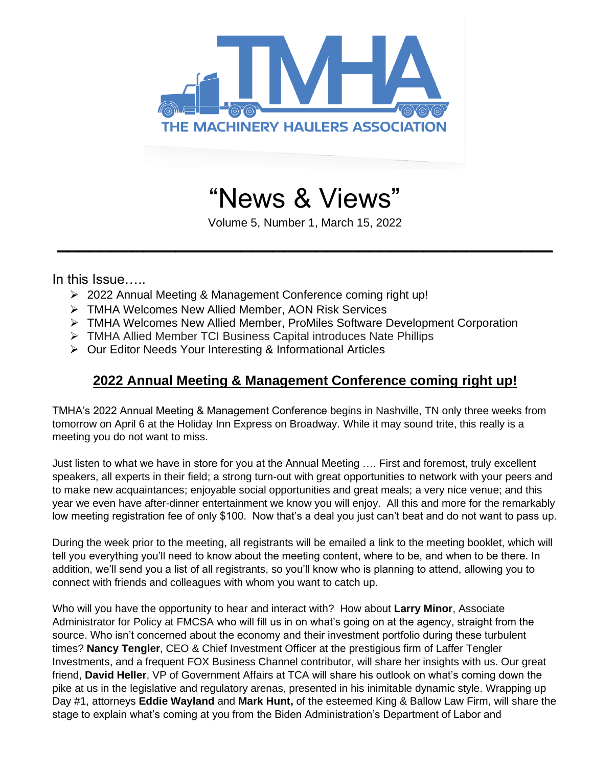THE MACHINERY HAULERS ASSOCIATION

# "News & Views"

Volume 5, Number 1, March 15, 2022

---

In this Issue…..

- 2022 Annual Meeting & Management Conference coming right up!
- TMHA Welcomes New Allied Member, AON Risk Services
- TMHA Welcomes New Allied Member, ProMiles Software Development Corporation
- TMHA Allied Member TCI Business Capital introduces Nate Phillips
- Our Editor Needs Your Interesting & Informational Articles

## 2022 Annual Meeting & Management Conference coming right up!

TMHA's 2022 Annual Meeting & Management Conference begins in Nashville, TN only three weeks from tomorrow on April 6 at the Holiday Inn Express on Broadway. While it may sound trite, this really is a meeting you do not want to miss.

Just listen to what we have in store for you at the Annual Meeting …. First and foremost, truly excellent speakers, all experts in their field; a strong turn-out with great opportunities to network with your peers and to make new acquaintances; enjoyable social opportunities and great meals; a very nice venue; and this year we even have after-dinner entertainment we know you will enjoy. All this and more for the remarkably low meeting registration fee of only $100. Now that's a deal you just can't beat and do not want to pass up.

During the week prior to the meeting, all registrants will be emailed a link to the meeting booklet, which will tell you everything you'll need to know about the meeting content, where to be, and when to be there. In addition, we'll send you a list of all registrants, so you'll know who is planning to attend, allowing you to connect with friends and colleagues with whom you want to catch up.

Who will you have the opportunity to hear and interact with? How about **Larry Minor**, Associate Administrator for Policy at FMCSA who will fill us in on what's going on at the agency, straight from the source. Who isn't concerned about the economy and their investment portfolio during these turbulent times? **Nancy Tengler**, CEO & Chief Investment Officer at the prestigious firm of Laffer Tengler Investments, and a frequent FOX Business Channel contributor, will share her insights with us. Our great friend, **David Heller**, VP of Government Affairs at TCA will share his outlook on what's coming down the pike at us in the legislative and regulatory arenas, presented in his inimitable dynamic style. Wrapping up Day #1, attorneys **Eddie Wayland** and **Mark Hunt,** of the esteemed King & Ballow Law Firm, will share the stage to explain what's coming at you from the Biden Administration's Department of Labor and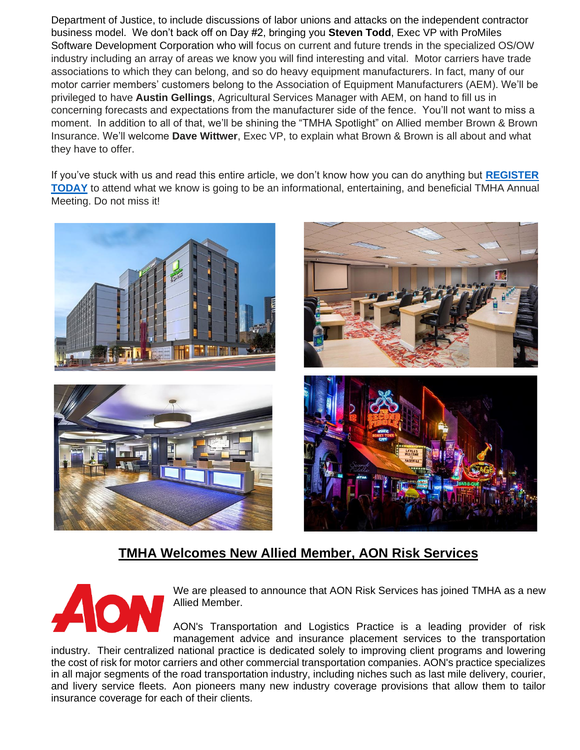Department of Justice, to include discussions of labor unions and attacks on the independent contractor business model. We don't back off on Day #2, bringing you **Steven Todd**, Exec VP with ProMiles Software Development Corporation who will focus on current and future trends in the specialized OS/OW industry including an array of areas we know you will find interesting and vital. Motor carriers have trade associations to which they can belong, and so do heavy equipment manufacturers. In fact, many of our motor carrier members' customers belong to the Association of Equipment Manufacturers (AEM). We'll be privileged to have **Austin Gellings**, Agricultural Services Manager with AEM, on hand to fill us in concerning forecasts and expectations from the manufacturer side of the fence. You'll not want to miss a moment. In addition to all of that, we'll be shining the "TMHA Spotlight" on Allied member Brown & Brown Insurance. We'll welcome **Dave Wittwer**, Exec VP, to explain what Brown & Brown is all about and what they have to offer.

If you've stuck with us and read this entire article, we don't know how you can do anything but **REGISTER TODAY** to attend what we know is going to be an informational, entertaining, and beneficial TMHA Annual Meeting. Do not miss it!

## TMHA Welcomes New Allied Member, AON Risk Services

We are pleased to announce that AON Risk Services has joined TMHA as a new Allied Member.

AON's Transportation and Logistics Practice is a leading provider of risk management advice and insurance placement services to the transportation industry. Their centralized national practice is dedicated solely to improving client programs and lowering the cost of risk for motor carriers and other commercial transportation companies. AON's practice specializes in all major segments of the road transportation industry, including niches such as last mile delivery, courier, and livery service fleets. Aon pioneers many new industry coverage provisions that allow them to tailor insurance coverage for each of their clients.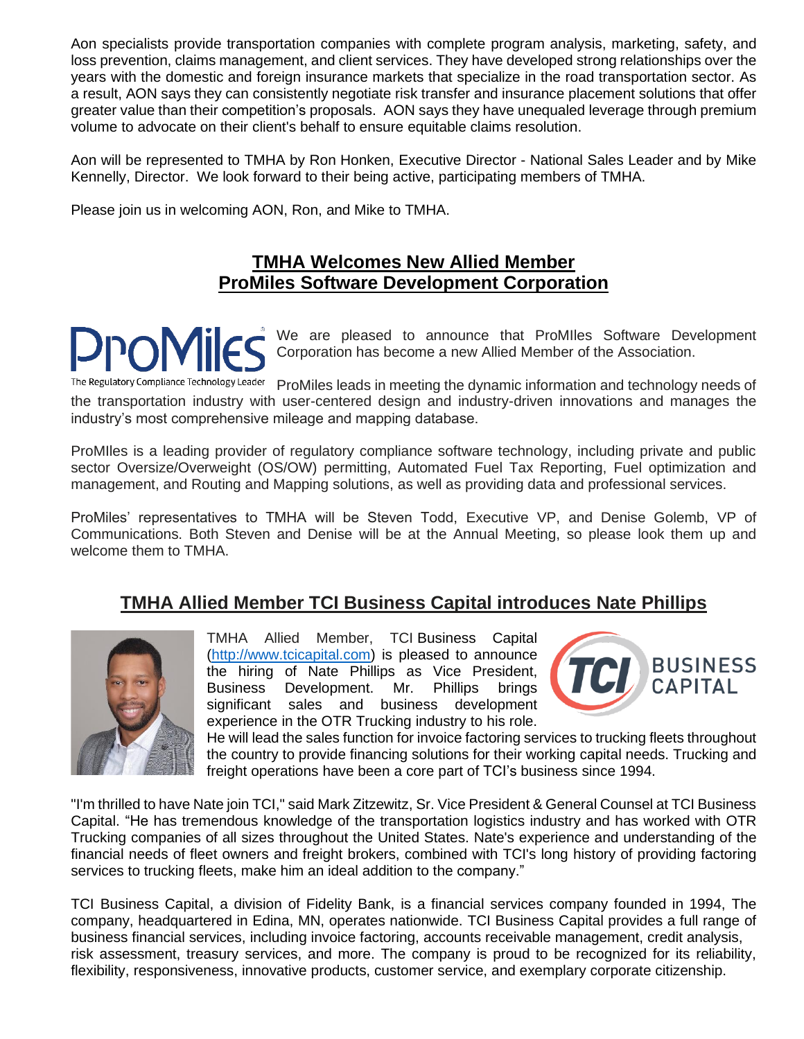Aon specialists provide transportation companies with complete program analysis, marketing, safety, and loss prevention, claims management, and client services. They have developed strong relationships over the years with the domestic and foreign insurance markets that specialize in the road transportation sector. As a result, AON says they can consistently negotiate risk transfer and insurance placement solutions that offer greater value than their competition's proposals. AON says they have unequaled leverage through premium volume to advocate on their client's behalf to ensure equitable claims resolution.

Aon will be represented to TMHA by Ron Honken, Executive Director - National Sales Leader and by Mike Kennelly, Director. We look forward to their being active, participating members of TMHA.

Please join us in welcoming AON, Ron, and Mike to TMHA.

## TMHA Welcomes New Allied Member ProMiles Software Development Corporation

ProMiles
The Regulatory Compliance Technology Leader

We are pleased to announce that ProMIles Software Development Corporation has become a new Allied Member of the Association.

ProMiles leads in meeting the dynamic information and technology needs of the transportation industry with user-centered design and industry-driven innovations and manages the industry's most comprehensive mileage and mapping database.

ProMIles is a leading provider of regulatory compliance software technology, including private and public sector Oversize/Overweight (OS/OW) permitting, Automated Fuel Tax Reporting, Fuel optimization and management, and Routing and Mapping solutions, as well as providing data and professional services.

ProMiles' representatives to TMHA will be Steven Todd, Executive VP, and Denise Golemb, VP of Communications. Both Steven and Denise will be at the Annual Meeting, so please look them up and welcome them to TMHA.

## TMHA Allied Member TCI Business Capital introduces Nate Phillips

TCI BUSINESS CAPITAL

TMHA Allied Member, TCI Business Capital (http://www.tcicapital.com) is pleased to announce the hiring of Nate Phillips as Vice President, Business Development. Mr. Phillips brings significant sales and business development experience in the OTR Trucking industry to his role. He will lead the sales function for invoice factoring services to trucking fleets throughout the country to provide financing solutions for their working capital needs. Trucking and freight operations have been a core part of TCI's business since 1994.

"I'm thrilled to have Nate join TCI," said Mark Zitzewitz, Sr. Vice President & General Counsel at TCI Business Capital. "He has tremendous knowledge of the transportation logistics industry and has worked with OTR Trucking companies of all sizes throughout the United States. Nate's experience and understanding of the financial needs of fleet owners and freight brokers, combined with TCI's long history of providing factoring services to trucking fleets, make him an ideal addition to the company."

TCI Business Capital, a division of Fidelity Bank, is a financial services company founded in 1994, The company, headquartered in Edina, MN, operates nationwide. TCI Business Capital provides a full range of business financial services, including invoice factoring, accounts receivable management, credit analysis, risk assessment, treasury services, and more. The company is proud to be recognized for its reliability, flexibility, responsiveness, innovative products, customer service, and exemplary corporate citizenship.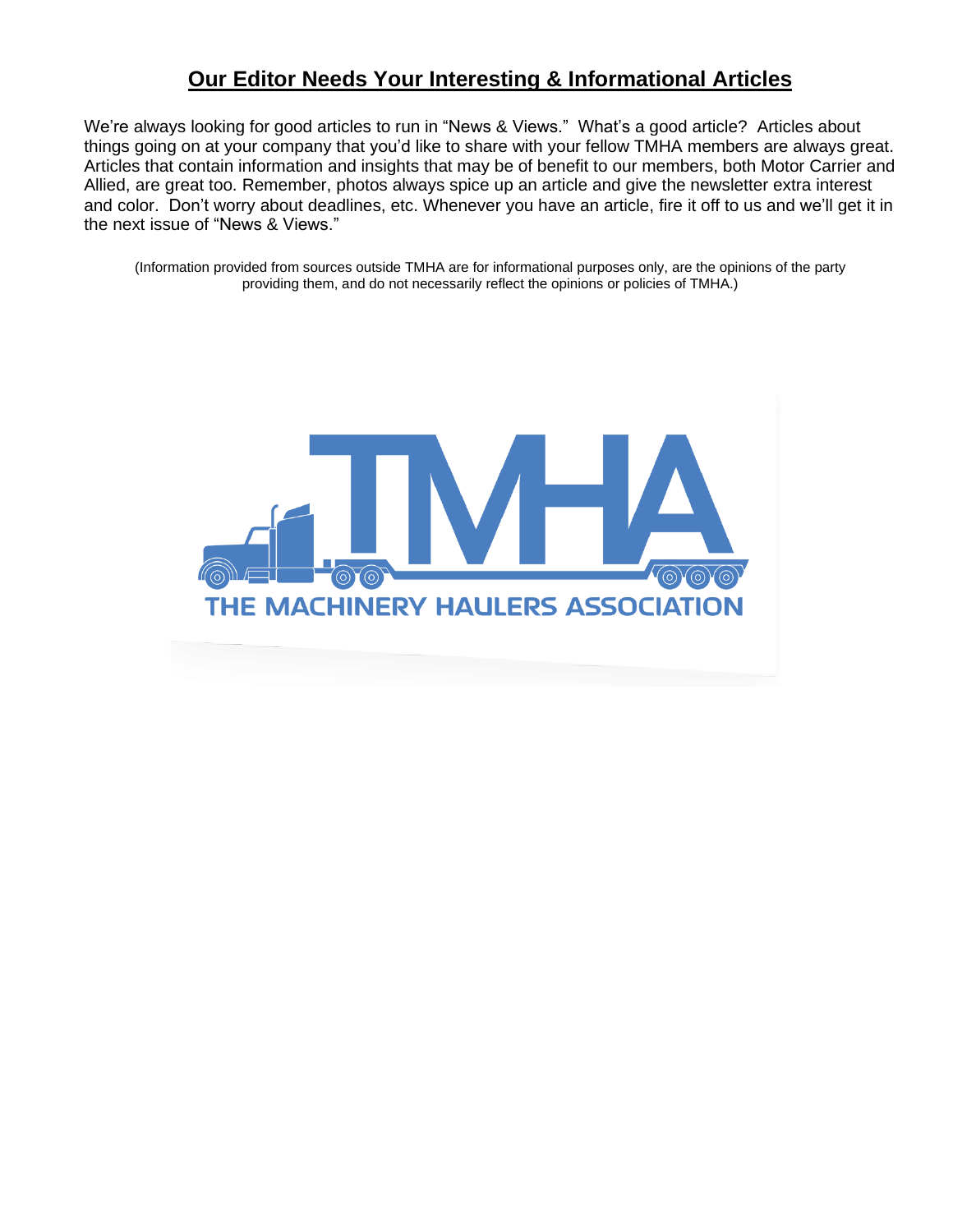## **Our Editor Needs Your Interesting & Informational Articles**

We're always looking for good articles to run in "News & Views." What's a good article? Articles about things going on at your company that you'd like to share with your fellow TMHA members are always great. Articles that contain information and insights that may be of benefit to our members, both Motor Carrier and Allied, are great too. Remember, photos always spice up an article and give the newsletter extra interest and color. Don't worry about deadlines, etc. Whenever you have an article, fire it off to us and we'll get it in the next issue of "News & Views."

(Information provided from sources outside TMHA are for informational purposes only, are the opinions of the party providing them, and do not necessarily reflect the opinions or policies of TMHA.)

TMHA

THE MACHINERY HAULERS ASSOCIATION